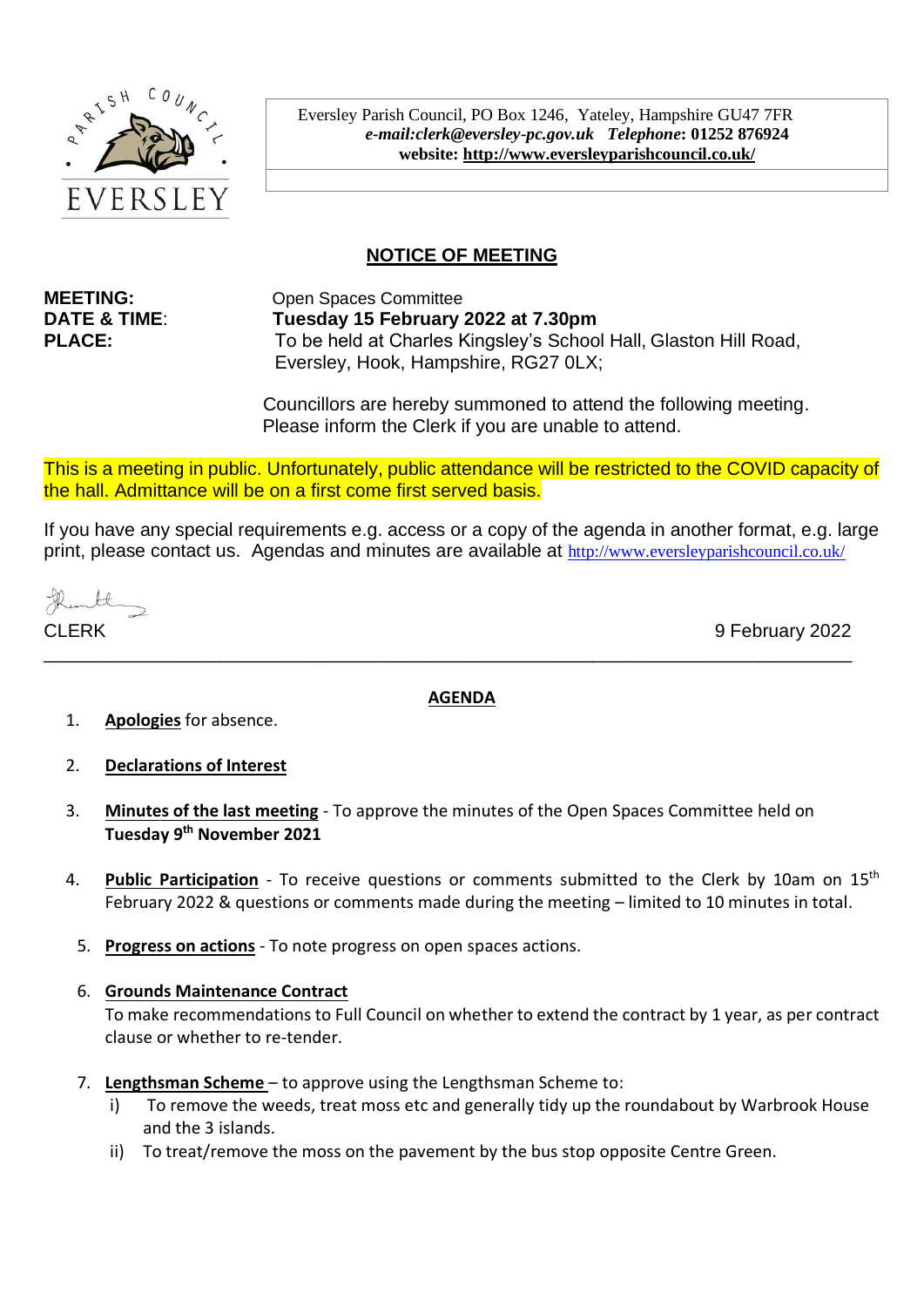EVERSLEY

Eversley Parish Council, PO Box 1246, Yateley, Hampshire GU47 7FR
***e-mail:clerk@eversley-pc.gov.uk*** ***Telephone*: 01252 876924**
**website: http://www.eversleyparishcouncil.co.uk/**

## NOTICE OF MEETING

**MEETING:** Open Spaces Committee
**DATE & TIME**: **Tuesday 15 February 2022 at 7.30pm**
**PLACE:** To be held at Charles Kingsley's School Hall, Glaston Hill Road, Eversley, Hook, Hampshire, RG27 0LX;

Councillors are hereby summoned to attend the following meeting. Please inform the Clerk if you are unable to attend.

This is a meeting in public. Unfortunately, public attendance will be restricted to the COVID capacity of the hall. Admittance will be on a first come first served basis.

If you have any special requirements e.g. access or a copy of the agenda in another format, e.g. large print, please contact us. Agendas and minutes are available at http://www.eversleyparishcouncil.co.uk/

CLERK

9 February 2022

---

## AGENDA

1. **Apologies** for absence.

2. **Declarations of Interest**

3. **Minutes of the last meeting** - To approve the minutes of the Open Spaces Committee held on **Tuesday 9th November 2021**

4. **Public Participation** - To receive questions or comments submitted to the Clerk by 10am on 15th February 2022 & questions or comments made during the meeting – limited to 10 minutes in total.

5. **Progress on actions** - To note progress on open spaces actions.

6. **Grounds Maintenance Contract**
   To make recommendations to Full Council on whether to extend the contract by 1 year, as per contract clause or whether to re-tender.

7. **Lengthsman Scheme** – to approve using the Lengthsman Scheme to:
   i) To remove the weeds, treat moss etc and generally tidy up the roundabout by Warbrook House and the 3 islands.
   ii) To treat/remove the moss on the pavement by the bus stop opposite Centre Green.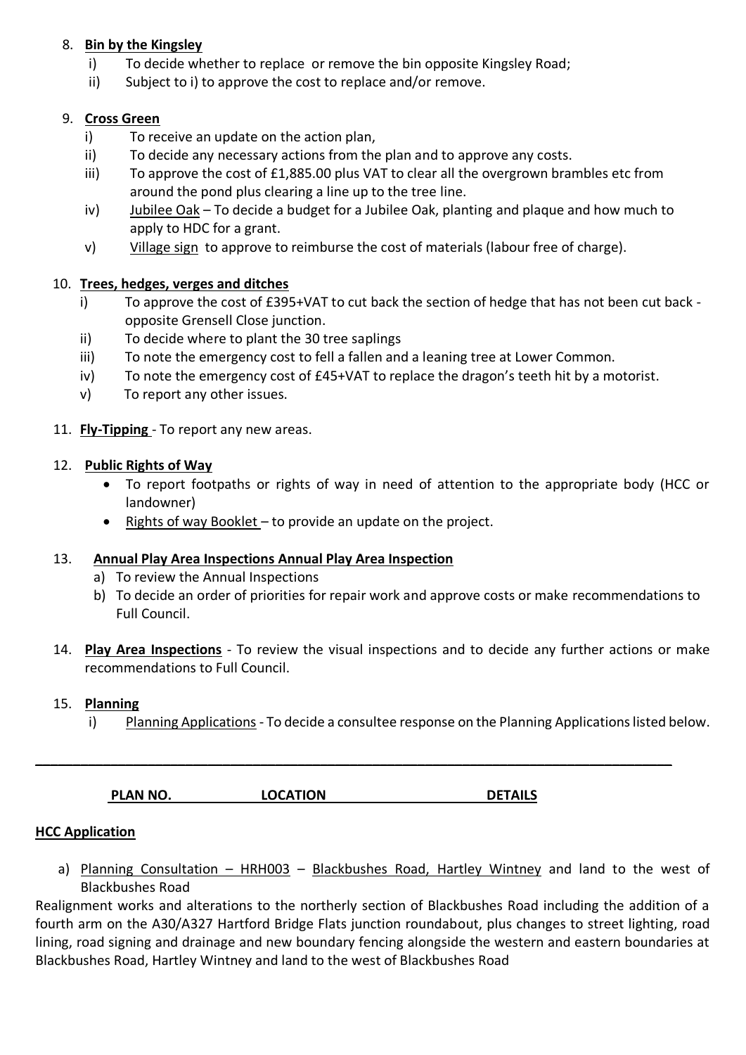8. **Bin by the Kingsley**
   i) To decide whether to replace or remove the bin opposite Kingsley Road;
   ii) Subject to i) to approve the cost to replace and/or remove.

9. **Cross Green**
   i) To receive an update on the action plan,
   ii) To decide any necessary actions from the plan and to approve any costs.
   iii) To approve the cost of £1,885.00 plus VAT to clear all the overgrown brambles etc from around the pond plus clearing a line up to the tree line.
   iv) Jubilee Oak – To decide a budget for a Jubilee Oak, planting and plaque and how much to apply to HDC for a grant.
   v) Village sign to approve to reimburse the cost of materials (labour free of charge).

10. **Trees, hedges, verges and ditches**
    i) To approve the cost of £395+VAT to cut back the section of hedge that has not been cut back - opposite Grensell Close junction.
    ii) To decide where to plant the 30 tree saplings
    iii) To note the emergency cost to fell a fallen and a leaning tree at Lower Common.
    iv) To note the emergency cost of £45+VAT to replace the dragon's teeth hit by a motorist.
    v) To report any other issues.

11. **Fly-Tipping** - To report any new areas.

12. **Public Rights of Way**
    - To report footpaths or rights of way in need of attention to the appropriate body (HCC or landowner)
    - Rights of way Booklet – to provide an update on the project.

13. **Annual Play Area Inspections Annual Play Area Inspection**
    a) To review the Annual Inspections
    b) To decide an order of priorities for repair work and approve costs or make recommendations to Full Council.

14. **Play Area Inspections** - To review the visual inspections and to decide any further actions or make recommendations to Full Council.

15. **Planning**
    i) Planning Applications - To decide a consultee response on the Planning Applications listed below.

---

**PLAN NO.** **LOCATION** **DETAILS**

**HCC Application**

a) Planning Consultation – HRH003 – Blackbushes Road, Hartley Wintney and land to the west of Blackbushes Road

Realignment works and alterations to the northerly section of Blackbushes Road including the addition of a fourth arm on the A30/A327 Hartford Bridge Flats junction roundabout, plus changes to street lighting, road lining, road signing and drainage and new boundary fencing alongside the western and eastern boundaries at Blackbushes Road, Hartley Wintney and land to the west of Blackbushes Road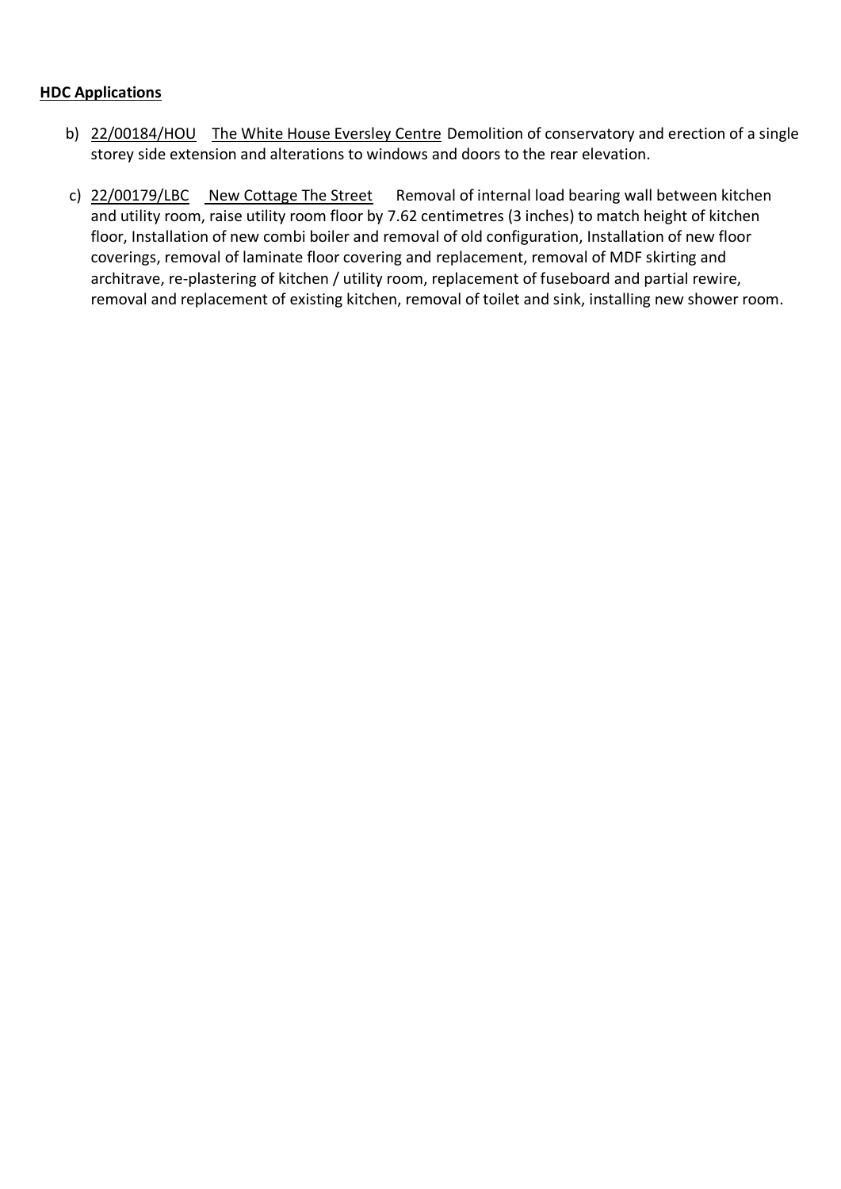**HDC Applications**

b) 22/00184/HOU The White House Eversley Centre Demolition of conservatory and erection of a single storey side extension and alterations to windows and doors to the rear elevation.

c) 22/00179/LBC New Cottage The Street Removal of internal load bearing wall between kitchen and utility room, raise utility room floor by 7.62 centimetres (3 inches) to match height of kitchen floor, Installation of new combi boiler and removal of old configuration, Installation of new floor coverings, removal of laminate floor covering and replacement, removal of MDF skirting and architrave, re-plastering of kitchen / utility room, replacement of fuseboard and partial rewire, removal and replacement of existing kitchen, removal of toilet and sink, installing new shower room.